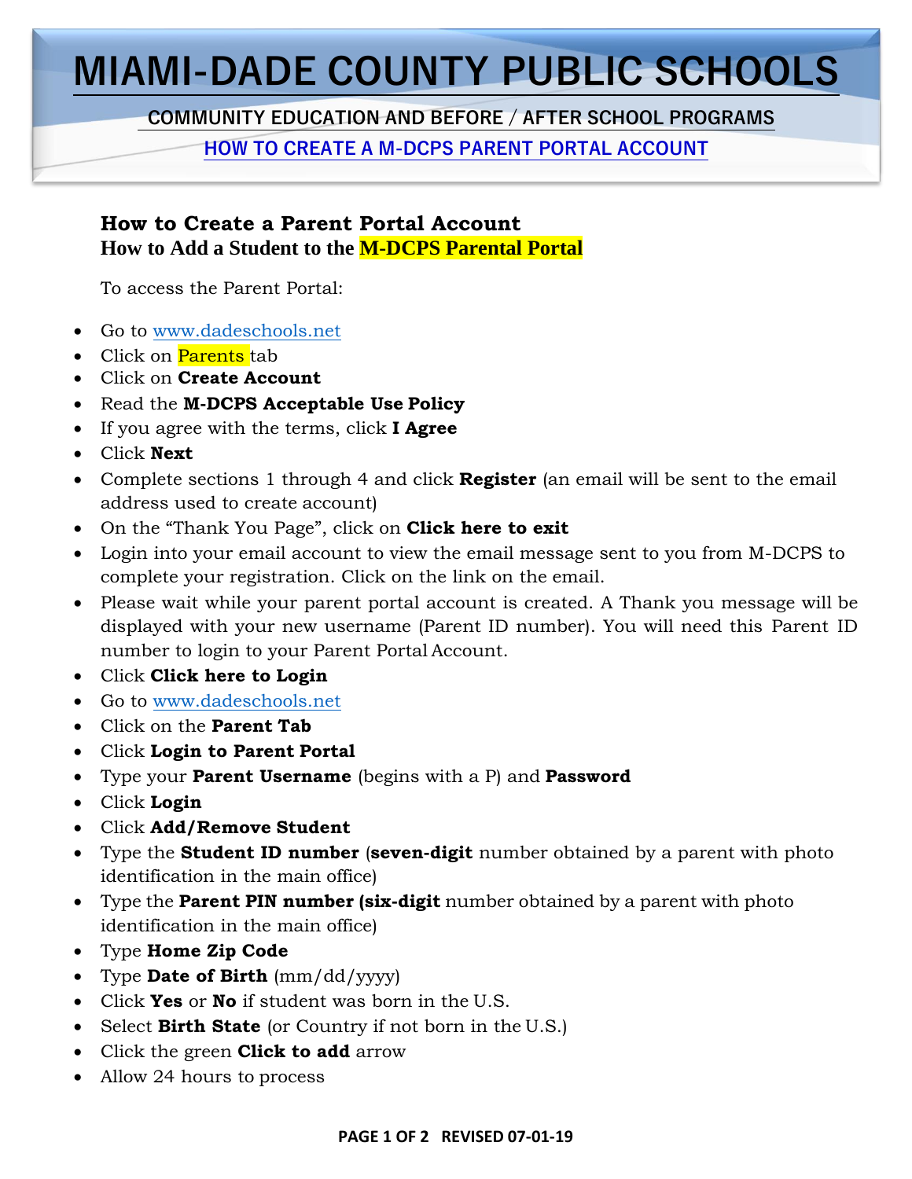# MIAMI-DADE COUNTY PUBLIC SCHOOLS

## COMMUNITY EDUCATION AND BEFORE / AFTER SCHOOL PROGRAMS

## HOW TO CREATE A M-DCPS PARENT PORTAL ACCOUNT

### How to Create a Parent Portal Account
### How to Add a Student to the M-DCPS Parental Portal

To access the Parent Portal:

- Go to www.dadeschools.net
- Click on Parents tab
- Click on **Create Account**
- Read the **M-DCPS Acceptable Use Policy**
- If you agree with the terms, click **I Agree**
- Click **Next**
- Complete sections 1 through 4 and click **Register** (an email will be sent to the email address used to create account)
- On the "Thank You Page", click on **Click here to exit**
- Login into your email account to view the email message sent to you from M-DCPS to complete your registration. Click on the link on the email.
- Please wait while your parent portal account is created. A Thank you message will be displayed with your new username (Parent ID number). You will need this Parent ID number to login to your Parent Portal Account.
- Click **Click here to Login**
- Go to www.dadeschools.net
- Click on the **Parent Tab**
- Click **Login to Parent Portal**
- Type your **Parent Username** (begins with a P) and **Password**
- Click **Login**
- Click **Add/Remove Student**
- Type the **Student ID number** (**seven-digit** number obtained by a parent with photo identification in the main office)
- Type the **Parent PIN number (six-digit** number obtained by a parent with photo identification in the main office)
- Type **Home Zip Code**
- Type **Date of Birth** (mm/dd/yyyy)
- Click **Yes** or **No** if student was born in the U.S.
- Select **Birth State** (or Country if not born in the U.S.)
- Click the green **Click to add** arrow
- Allow 24 hours to process

REVISED 07-01-19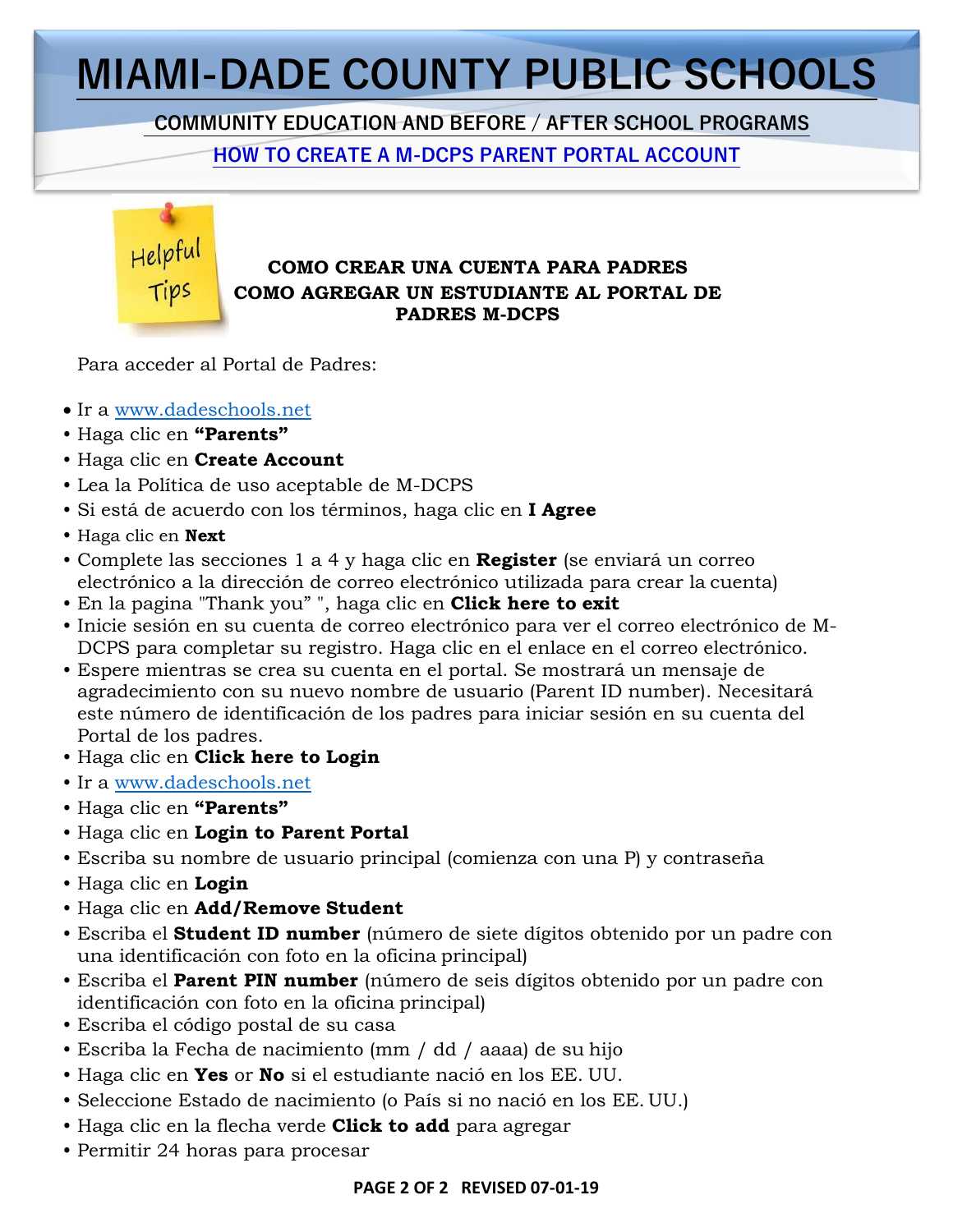# MIAMI-DADE COUNTY PUBLIC SCHOOLS

## COMMUNITY EDUCATION AND BEFORE / AFTER SCHOOL PROGRAMS

## HOW TO CREATE A M-DCPS PARENT PORTAL ACCOUNT

Helpful Tips

**COMO CREAR UNA CUENTA PARA PADRES**
**COMO AGREGAR UN ESTUDIANTE AL PORTAL DE PADRES M-DCPS**

Para acceder al Portal de Padres:

- Ir a www.dadeschools.net
- Haga clic en **"Parents"**
- Haga clic en **Create Account**
- Lea la Política de uso aceptable de M-DCPS
- Si está de acuerdo con los términos, haga clic en **I Agree**
- Haga clic en **Next**
- Complete las secciones 1 a 4 y haga clic en **Register** (se enviará un correo electrónico a la dirección de correo electrónico utilizada para crear la cuenta)
- En la pagina "Thank you" ", haga clic en **Click here to exit**
- Inicie sesión en su cuenta de correo electrónico para ver el correo electrónico de M-DCPS para completar su registro. Haga clic en el enlace en el correo electrónico.
- Espere mientras se crea su cuenta en el portal. Se mostrará un mensaje de agradecimiento con su nuevo nombre de usuario (Parent ID number). Necesitará este número de identificación de los padres para iniciar sesión en su cuenta del Portal de los padres.
- Haga clic en **Click here to Login**
- Ir a www.dadeschools.net
- Haga clic en **"Parents"**
- Haga clic en **Login to Parent Portal**
- Escriba su nombre de usuario principal (comienza con una P) y contraseña
- Haga clic en **Login**
- Haga clic en **Add/Remove Student**
- Escriba el **Student ID number** (número de siete dígitos obtenido por un padre con una identificación con foto en la oficina principal)
- Escriba el **Parent PIN number** (número de seis dígitos obtenido por un padre con identificación con foto en la oficina principal)
- Escriba el código postal de su casa
- Escriba la Fecha de nacimiento (mm / dd / aaaa) de su hijo
- Haga clic en **Yes** or **No** si el estudiante nació en los EE. UU.
- Seleccione Estado de nacimiento (o País si no nació en los EE. UU.)
- Haga clic en la flecha verde **Click to add** para agregar
- Permitir 24 horas para procesar

REVISED 07-01-19